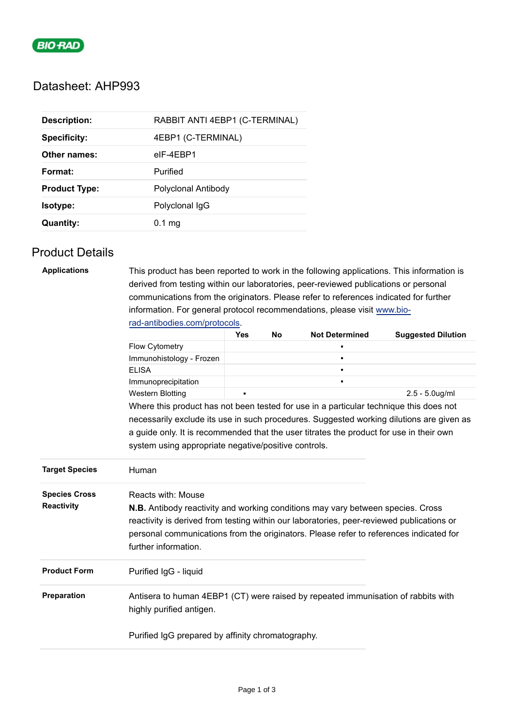BIO-RAD

# Datasheet: AHP993

| | |
|---|---|
| **Description:** | RABBIT ANTI 4EBP1 (C-TERMINAL) |
| **Specificity:** | 4EBP1 (C-TERMINAL) |
| **Other names:** | eIF-4EBP1 |
| **Format:** | Purified |
| **Product Type:** | Polyclonal Antibody |
| **Isotype:** | Polyclonal IgG |
| **Quantity:** | 0.1 mg |

## Product Details

**Applications**

This product has been reported to work in the following applications. This information is derived from testing within our laboratories, peer-reviewed publications or personal communications from the originators. Please refer to references indicated for further information. For general protocol recommendations, please visit [www.bio-rad-antibodies.com/protocols](www.bio-rad-antibodies.com/protocols).

| | Yes | No | Not Determined | Suggested Dilution |
|---|---|---|---|---|
| Flow Cytometry | | | ▪ | |
| Immunohistology - Frozen | | | ▪ | |
| ELISA | | | ▪ | |
| Immunoprecipitation | | | ▪ | |
| Western Blotting | ▪ | | | 2.5 - 5.0ug/ml |

Where this product has not been tested for use in a particular technique this does not necessarily exclude its use in such procedures. Suggested working dilutions are given as a guide only. It is recommended that the user titrates the product for use in their own system using appropriate negative/positive controls.

**Target Species**

Human

**Species Cross Reactivity**

Reacts with: Mouse

**N.B.** Antibody reactivity and working conditions may vary between species. Cross reactivity is derived from testing within our laboratories, peer-reviewed publications or personal communications from the originators. Please refer to references indicated for further information.

**Product Form**

Purified IgG - liquid

**Preparation**

Antisera to human 4EBP1 (CT) were raised by repeated immunisation of rabbits with highly purified antigen.

Purified IgG prepared by affinity chromatography.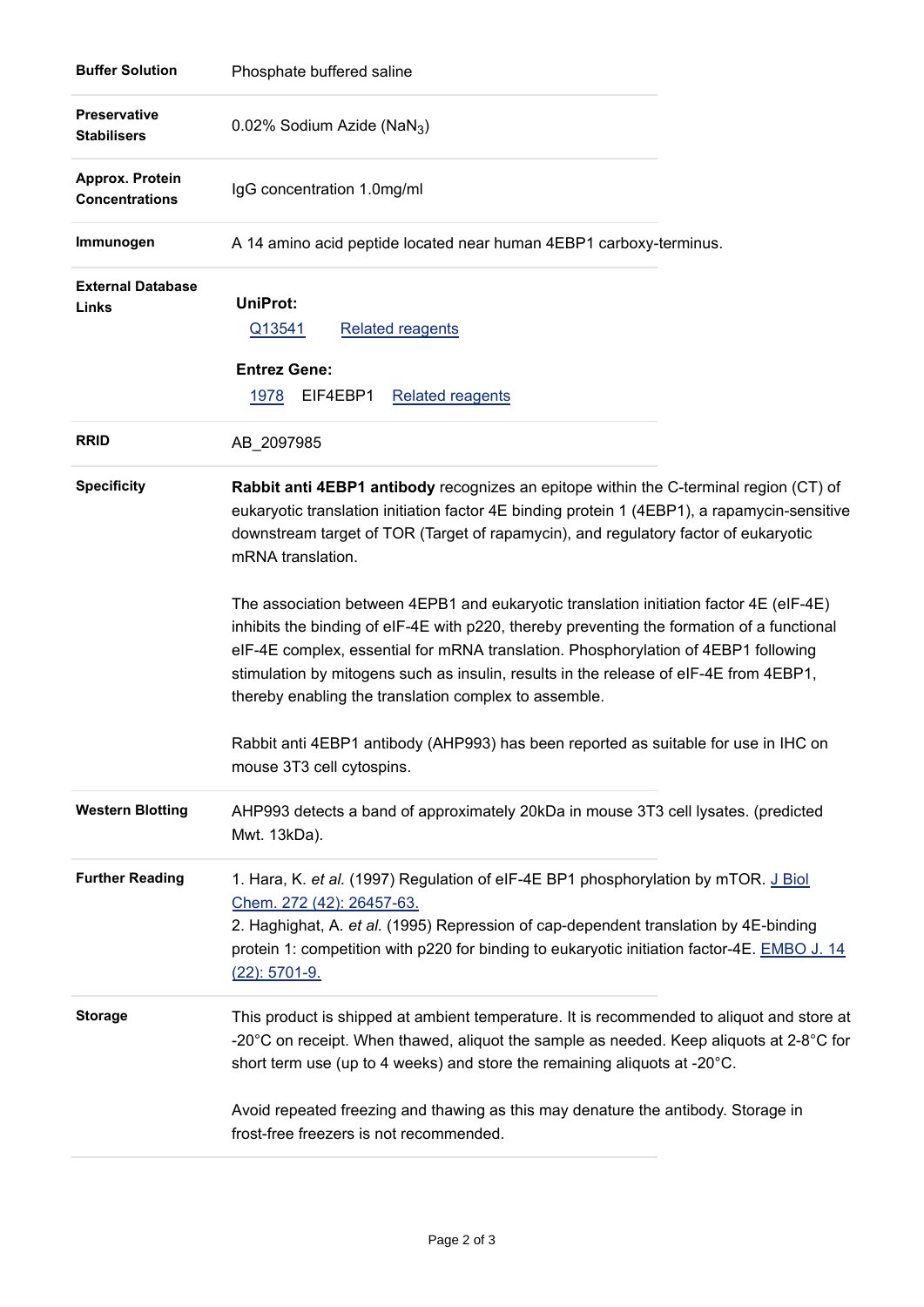| | |
|---|---|
| **Buffer Solution** | Phosphate buffered saline |
| **Preservative Stabilisers** | 0.02% Sodium Azide ($NaN_3$) |
| **Approx. Protein Concentrations** | IgG concentration 1.0mg/ml |
| **Immunogen** | A 14 amino acid peptide located near human 4EBP1 carboxy-terminus. |
| **External Database Links** | **UniProt:** Q13541 Related reagents<br><br>**Entrez Gene:** 1978 EIF4EBP1 Related reagents |
| **RRID** | AB_2097985 |
| **Specificity** | **Rabbit anti 4EBP1 antibody** recognizes an epitope within the C-terminal region (CT) of eukaryotic translation initiation factor 4E binding protein 1 (4EBP1), a rapamycin-sensitive downstream target of TOR (Target of rapamycin), and regulatory factor of eukaryotic mRNA translation.<br><br>The association between 4EPB1 and eukaryotic translation initiation factor 4E (eIF-4E) inhibits the binding of eIF-4E with p220, thereby preventing the formation of a functional eIF-4E complex, essential for mRNA translation. Phosphorylation of 4EBP1 following stimulation by mitogens such as insulin, results in the release of eIF-4E from 4EBP1, thereby enabling the translation complex to assemble.<br><br>Rabbit anti 4EBP1 antibody (AHP993) has been reported as suitable for use in IHC on mouse 3T3 cell cytospins. |
| **Western Blotting** | AHP993 detects a band of approximately 20kDa in mouse 3T3 cell lysates. (predicted Mwt. 13kDa). |
| **Further Reading** | 1. Hara, K. *et al.* (1997) Regulation of eIF-4E BP1 phosphorylation by mTOR. J Biol Chem. 272 (42): 26457-63.<br>2. Haghighat, A. *et al.* (1995) Repression of cap-dependent translation by 4E-binding protein 1: competition with p220 for binding to eukaryotic initiation factor-4E. EMBO J. 14 (22): 5701-9. |
| **Storage** | This product is shipped at ambient temperature. It is recommended to aliquot and store at -20°C on receipt. When thawed, aliquot the sample as needed. Keep aliquots at 2-8°C for short term use (up to 4 weeks) and store the remaining aliquots at -20°C.<br><br>Avoid repeated freezing and thawing as this may denature the antibody. Storage in frost-free freezers is not recommended. |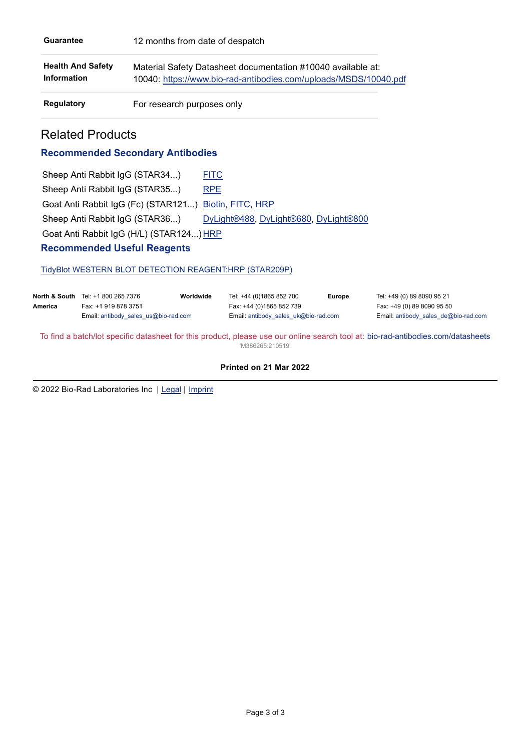| | |
|---|---|
| **Guarantee** | 12 months from date of despatch |
| **Health And Safety Information** | Material Safety Datasheet documentation #10040 available at: 10040: https://www.bio-rad-antibodies.com/uploads/MSDS/10040.pdf |
| **Regulatory** | For research purposes only |

## Related Products

### Recommended Secondary Antibodies

| | |
|---|---|
| Sheep Anti Rabbit IgG (STAR34...) | FITC |
| Sheep Anti Rabbit IgG (STAR35...) | RPE |
| Goat Anti Rabbit IgG (Fc) (STAR121...) | Biotin, FITC, HRP |
| Sheep Anti Rabbit IgG (STAR36...) | DyLight®488, DyLight®680, DyLight®800 |
| Goat Anti Rabbit IgG (H/L) (STAR124...) | HRP |

### Recommended Useful Reagents

TidyBlot WESTERN BLOT DETECTION REAGENT:HRP (STAR209P)

| | | | | | |
|---|---|---|---|---|---|
| **North & South America** | Tel: +1 800 265 7376<br>Fax: +1 919 878 3751<br>Email: antibody_sales_us@bio-rad.com | **Worldwide** | Tel: +44 (0)1865 852 700<br>Fax: +44 (0)1865 852 739<br>Email: antibody_sales_uk@bio-rad.com | **Europe** | Tel: +49 (0) 89 8090 95 21<br>Fax: +49 (0) 89 8090 95 50<br>Email: antibody_sales_de@bio-rad.com |

To find a batch/lot specific datasheet for this product, please use our online search tool at: bio-rad-antibodies.com/datasheets

'M386265:210519'

**Printed on 21 Mar 2022**

© 2022 Bio-Rad Laboratories Inc | Legal | Imprint